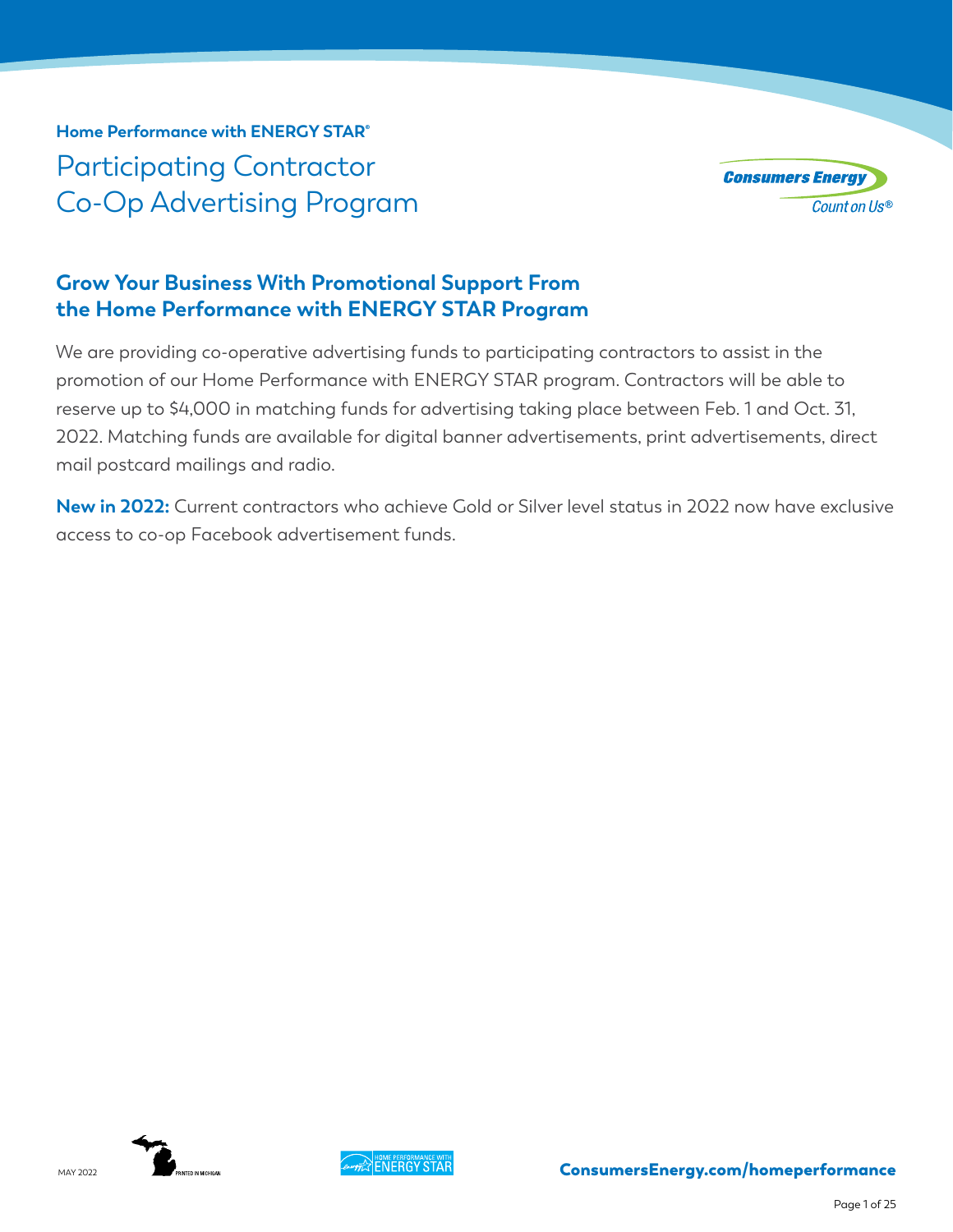**Home Performance with ENERGY STAR®**

# Participating Contractor Co-Op Advertising Program

## Grow Your Business With Promotional Support From the Home Performance with ENERGY STAR Program

We are providing co-operative advertising funds to participating contractors to assist in the promotion of our Home Performance with ENERGY STAR program. Contractors will be able to reserve up to $4,000 in matching funds for advertising taking place between Feb. 1 and Oct. 31, 2022. Matching funds are available for digital banner advertisements, print advertisements, direct mail postcard mailings and radio.

**New in 2022:** Current contractors who achieve Gold or Silver level status in 2022 now have exclusive access to co-op Facebook advertisement funds.

MAY 2022

PRINTED IN MICHIGAN

**ConsumersEnergy.com/homeperformance**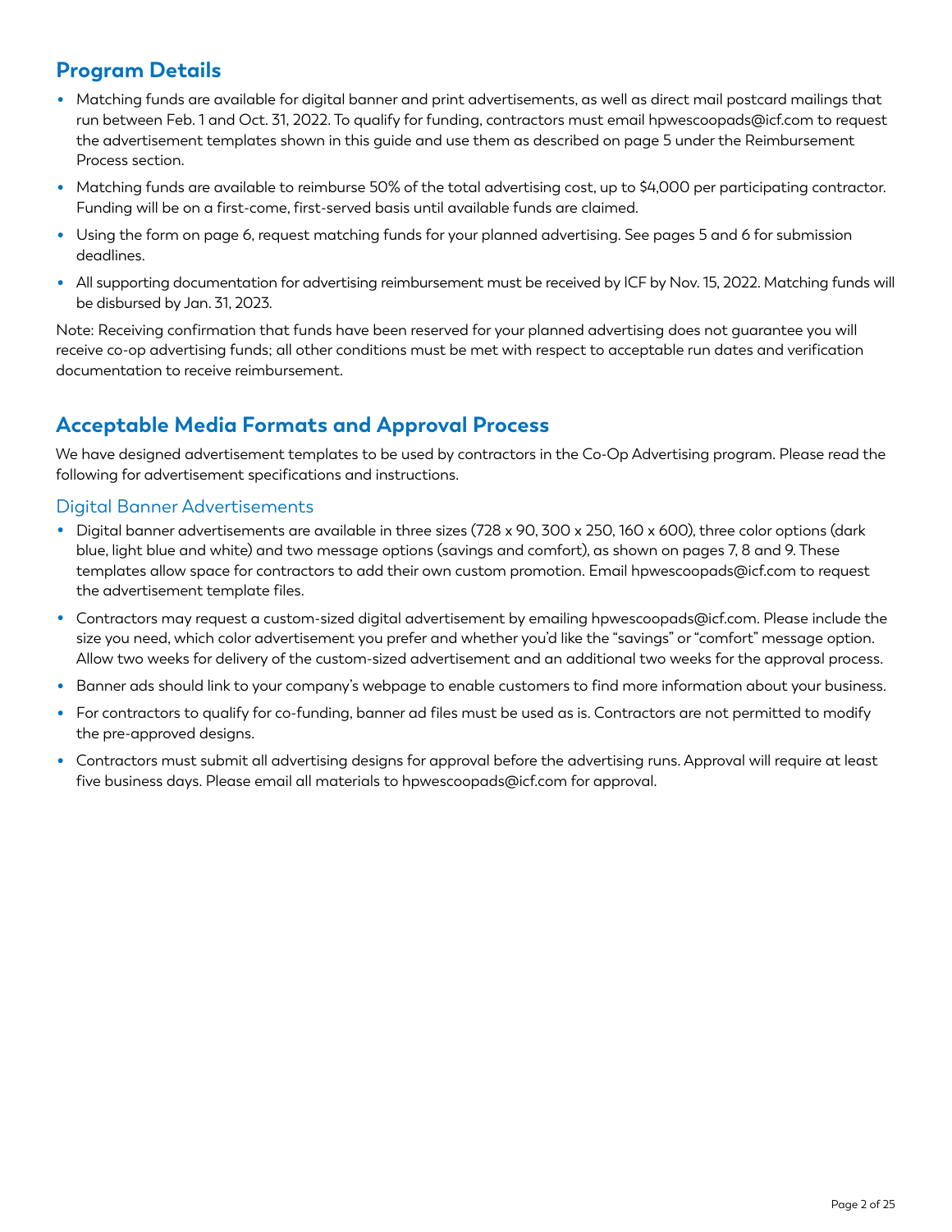## Program Details

- Matching funds are available for digital banner and print advertisements, as well as direct mail postcard mailings that run between Feb. 1 and Oct. 31, 2022. To qualify for funding, contractors must email hpwescoopads@icf.com to request the advertisement templates shown in this guide and use them as described on page 5 under the Reimbursement Process section.
- Matching funds are available to reimburse 50% of the total advertising cost, up to $4,000 per participating contractor. Funding will be on a first-come, first-served basis until available funds are claimed.
- Using the form on page 6, request matching funds for your planned advertising. See pages 5 and 6 for submission deadlines.
- All supporting documentation for advertising reimbursement must be received by ICF by Nov. 15, 2022. Matching funds will be disbursed by Jan. 31, 2023.

Note: Receiving confirmation that funds have been reserved for your planned advertising does not guarantee you will receive co-op advertising funds; all other conditions must be met with respect to acceptable run dates and verification documentation to receive reimbursement.

## Acceptable Media Formats and Approval Process

We have designed advertisement templates to be used by contractors in the Co-Op Advertising program. Please read the following for advertisement specifications and instructions.

### Digital Banner Advertisements

- Digital banner advertisements are available in three sizes (728 x 90, 300 x 250, 160 x 600), three color options (dark blue, light blue and white) and two message options (savings and comfort), as shown on pages 7, 8 and 9. These templates allow space for contractors to add their own custom promotion. Email hpwescoopads@icf.com to request the advertisement template files.
- Contractors may request a custom-sized digital advertisement by emailing hpwescoopads@icf.com. Please include the size you need, which color advertisement you prefer and whether you'd like the "savings" or "comfort" message option. Allow two weeks for delivery of the custom-sized advertisement and an additional two weeks for the approval process.
- Banner ads should link to your company's webpage to enable customers to find more information about your business.
- For contractors to qualify for co-funding, banner ad files must be used as is. Contractors are not permitted to modify the pre-approved designs.
- Contractors must submit all advertising designs for approval before the advertising runs. Approval will require at least five business days. Please email all materials to hpwescoopads@icf.com for approval.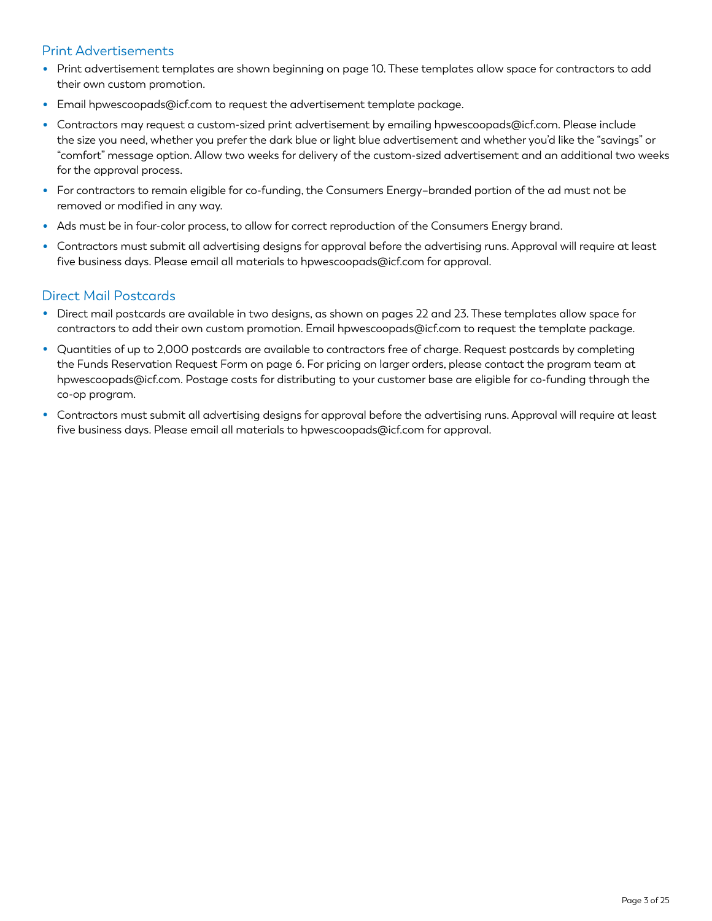## Print Advertisements

- Print advertisement templates are shown beginning on page 10. These templates allow space for contractors to add their own custom promotion.
- Email hpwescoopads@icf.com to request the advertisement template package.
- Contractors may request a custom-sized print advertisement by emailing hpwescoopads@icf.com. Please include the size you need, whether you prefer the dark blue or light blue advertisement and whether you'd like the "savings" or "comfort" message option. Allow two weeks for delivery of the custom-sized advertisement and an additional two weeks for the approval process.
- For contractors to remain eligible for co-funding, the Consumers Energy–branded portion of the ad must not be removed or modified in any way.
- Ads must be in four-color process, to allow for correct reproduction of the Consumers Energy brand.
- Contractors must submit all advertising designs for approval before the advertising runs. Approval will require at least five business days. Please email all materials to hpwescoopads@icf.com for approval.

## Direct Mail Postcards

- Direct mail postcards are available in two designs, as shown on pages 22 and 23. These templates allow space for contractors to add their own custom promotion. Email hpwescoopads@icf.com to request the template package.
- Quantities of up to 2,000 postcards are available to contractors free of charge. Request postcards by completing the Funds Reservation Request Form on page 6. For pricing on larger orders, please contact the program team at hpwescoopads@icf.com. Postage costs for distributing to your customer base are eligible for co-funding through the co-op program.
- Contractors must submit all advertising designs for approval before the advertising runs. Approval will require at least five business days. Please email all materials to hpwescoopads@icf.com for approval.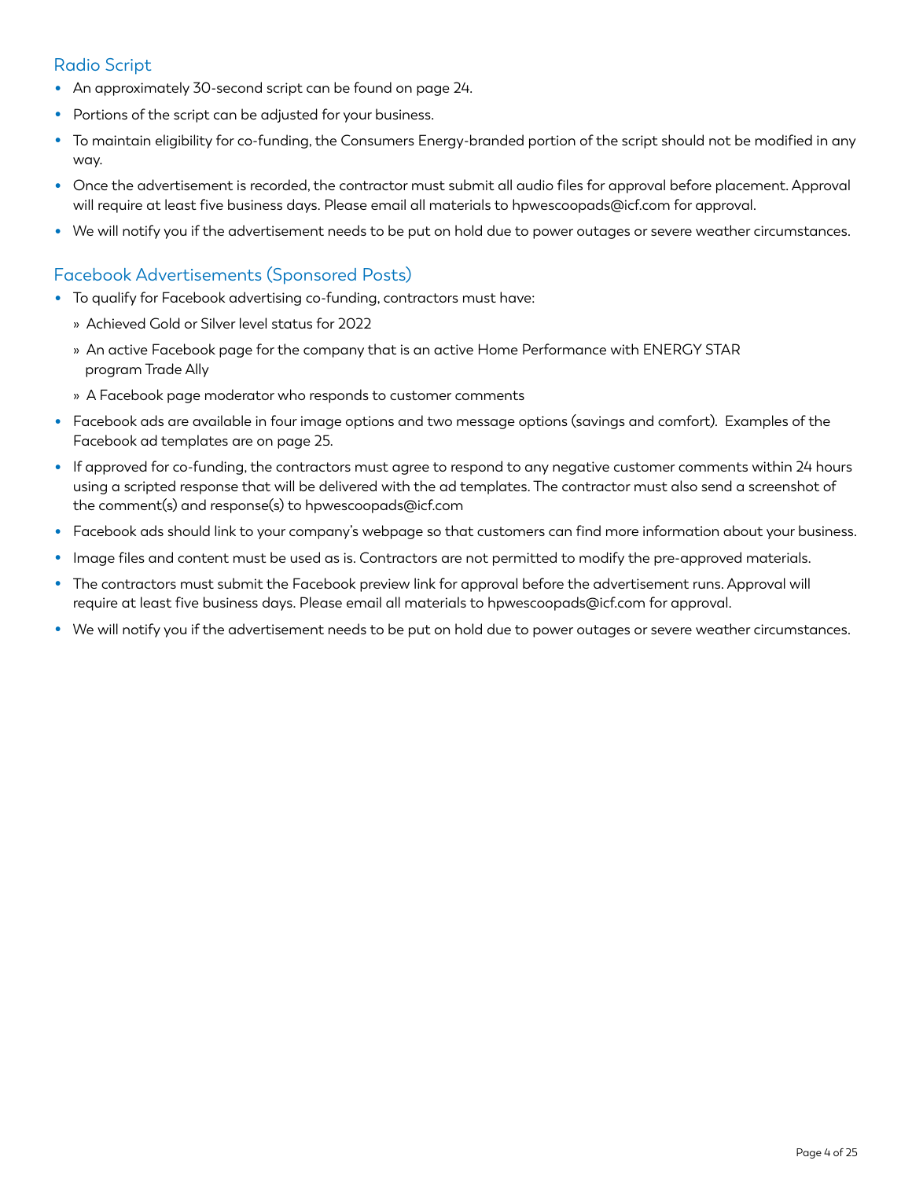## Radio Script

- An approximately 30-second script can be found on page 24.
- Portions of the script can be adjusted for your business.
- To maintain eligibility for co-funding, the Consumers Energy-branded portion of the script should not be modified in any way.
- Once the advertisement is recorded, the contractor must submit all audio files for approval before placement. Approval will require at least five business days. Please email all materials to hpwescoopads@icf.com for approval.
- We will notify you if the advertisement needs to be put on hold due to power outages or severe weather circumstances.

## Facebook Advertisements (Sponsored Posts)

- To qualify for Facebook advertising co-funding, contractors must have:
  - Achieved Gold or Silver level status for 2022
  - An active Facebook page for the company that is an active Home Performance with ENERGY STAR program Trade Ally
  - A Facebook page moderator who responds to customer comments
- Facebook ads are available in four image options and two message options (savings and comfort). Examples of the Facebook ad templates are on page 25.
- If approved for co-funding, the contractors must agree to respond to any negative customer comments within 24 hours using a scripted response that will be delivered with the ad templates. The contractor must also send a screenshot of the comment(s) and response(s) to hpwescoopads@icf.com
- Facebook ads should link to your company's webpage so that customers can find more information about your business.
- Image files and content must be used as is. Contractors are not permitted to modify the pre-approved materials.
- The contractors must submit the Facebook preview link for approval before the advertisement runs. Approval will require at least five business days. Please email all materials to hpwescoopads@icf.com for approval.
- We will notify you if the advertisement needs to be put on hold due to power outages or severe weather circumstances.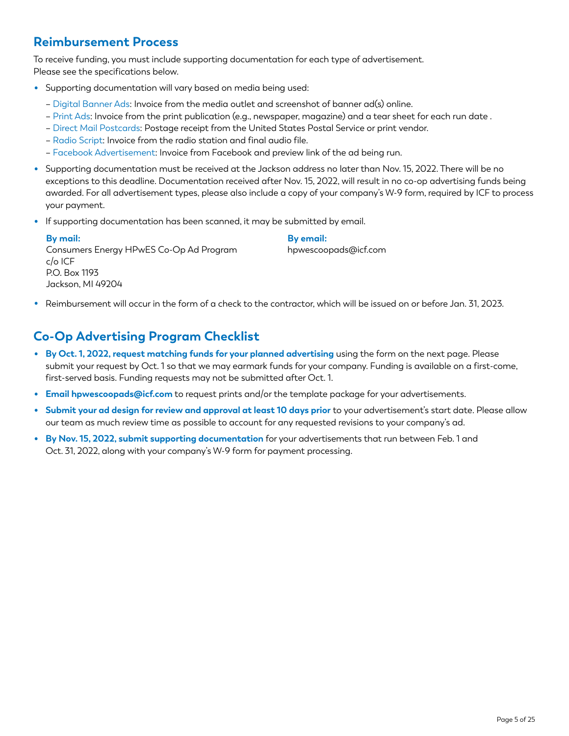## Reimbursement Process

To receive funding, you must include supporting documentation for each type of advertisement. Please see the specifications below.

- Supporting documentation will vary based on media being used:
  - Digital Banner Ads: Invoice from the media outlet and screenshot of banner ad(s) online.
  - Print Ads: Invoice from the print publication (e.g., newspaper, magazine) and a tear sheet for each run date .
  - Direct Mail Postcards: Postage receipt from the United States Postal Service or print vendor.
  - Radio Script: Invoice from the radio station and final audio file.
  - Facebook Advertisement: Invoice from Facebook and preview link of the ad being run.
- Supporting documentation must be received at the Jackson address no later than Nov. 15, 2022. There will be no exceptions to this deadline. Documentation received after Nov. 15, 2022, will result in no co-op advertising funds being awarded. For all advertisement types, please also include a copy of your company's W-9 form, required by ICF to process your payment.
- If supporting documentation has been scanned, it may be submitted by email.

  **By mail:**
  Consumers Energy HPwES Co-Op Ad Program
  c/o ICF
  P.O. Box 1193
  Jackson, MI 49204

  **By email:**
  hpwescoopads@icf.com

- Reimbursement will occur in the form of a check to the contractor, which will be issued on or before Jan. 31, 2023.

## Co-Op Advertising Program Checklist

- **By Oct. 1, 2022, request matching funds for your planned advertising** using the form on the next page. Please submit your request by Oct. 1 so that we may earmark funds for your company. Funding is available on a first-come, first-served basis. Funding requests may not be submitted after Oct. 1.
- **Email hpwescoopads@icf.com** to request prints and/or the template package for your advertisements.
- **Submit your ad design for review and approval at least 10 days prior** to your advertisement's start date. Please allow our team as much review time as possible to account for any requested revisions to your company's ad.
- **By Nov. 15, 2022, submit supporting documentation** for your advertisements that run between Feb. 1 and Oct. 31, 2022, along with your company's W-9 form for payment processing.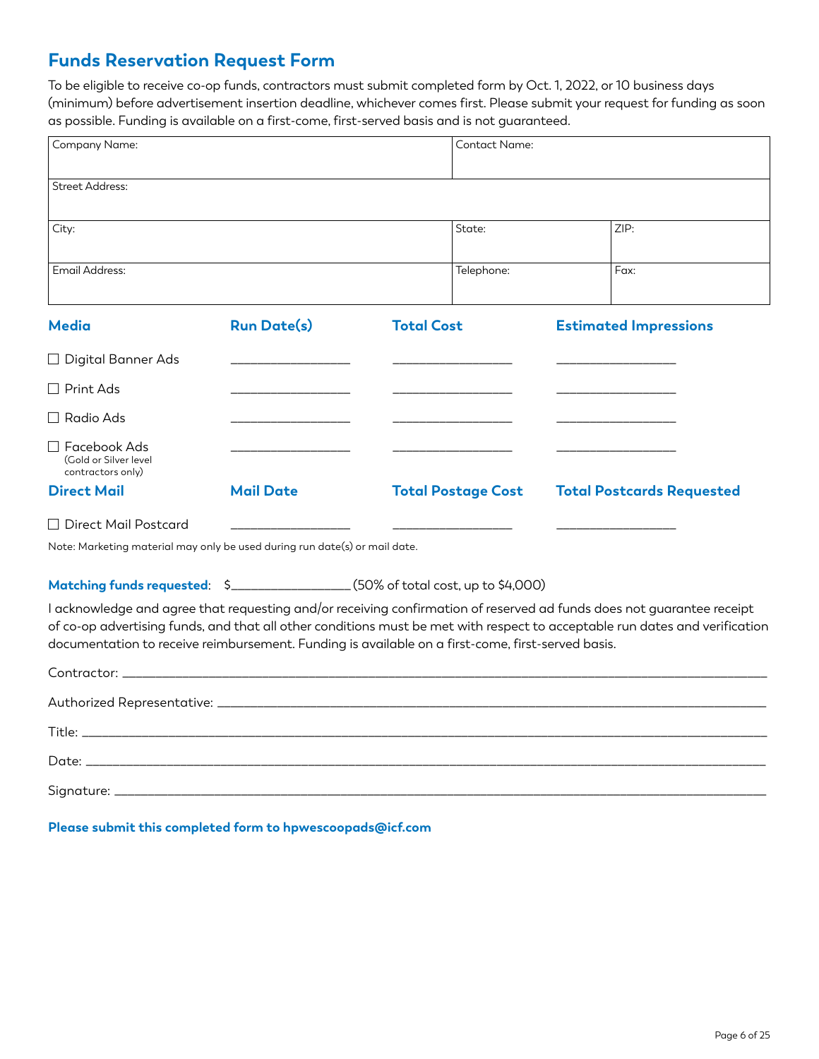## Funds Reservation Request Form

To be eligible to receive co-op funds, contractors must submit completed form by Oct. 1, 2022, or 10 business days (minimum) before advertisement insertion deadline, whichever comes first. Please submit your request for funding as soon as possible. Funding is available on a first-come, first-served basis and is not guaranteed.

| Company Name: | | Contact Name: | |
|---|---|---|---|
| Street Address: | | | |
| City: | | State: | ZIP: |
| Email Address: | | Telephone: | Fax: |

| Media | Run Date(s) | Total Cost | Estimated Impressions |
|---|---|---|---|
| ☐ Digital Banner Ads | ________________ | ________________ | ________________ |
| ☐ Print Ads | ________________ | ________________ | ________________ |
| ☐ Radio Ads | ________________ | ________________ | ________________ |
| ☐ Facebook Ads (Gold or Silver level contractors only) | ________________ | ________________ | ________________ |
| **Direct Mail** | **Mail Date** | **Total Postage Cost** | **Total Postcards Requested** |
| ☐ Direct Mail Postcard | ________________ | ________________ | ________________ |

Note: Marketing material may only be used during run date(s) or mail date.

**Matching funds requested**: $________________ (50% of total cost, up to $4,000)

I acknowledge and agree that requesting and/or receiving confirmation of reserved ad funds does not guarantee receipt of co-op advertising funds, and that all other conditions must be met with respect to acceptable run dates and verification documentation to receive reimbursement. Funding is available on a first-come, first-served basis.

Contractor: ____________________________________________

Authorized Representative: ____________________________________________

Title: ____________________________________________

Date: ____________________________________________

Signature: ____________________________________________

**Please submit this completed form to hpwescoopads@icf.com**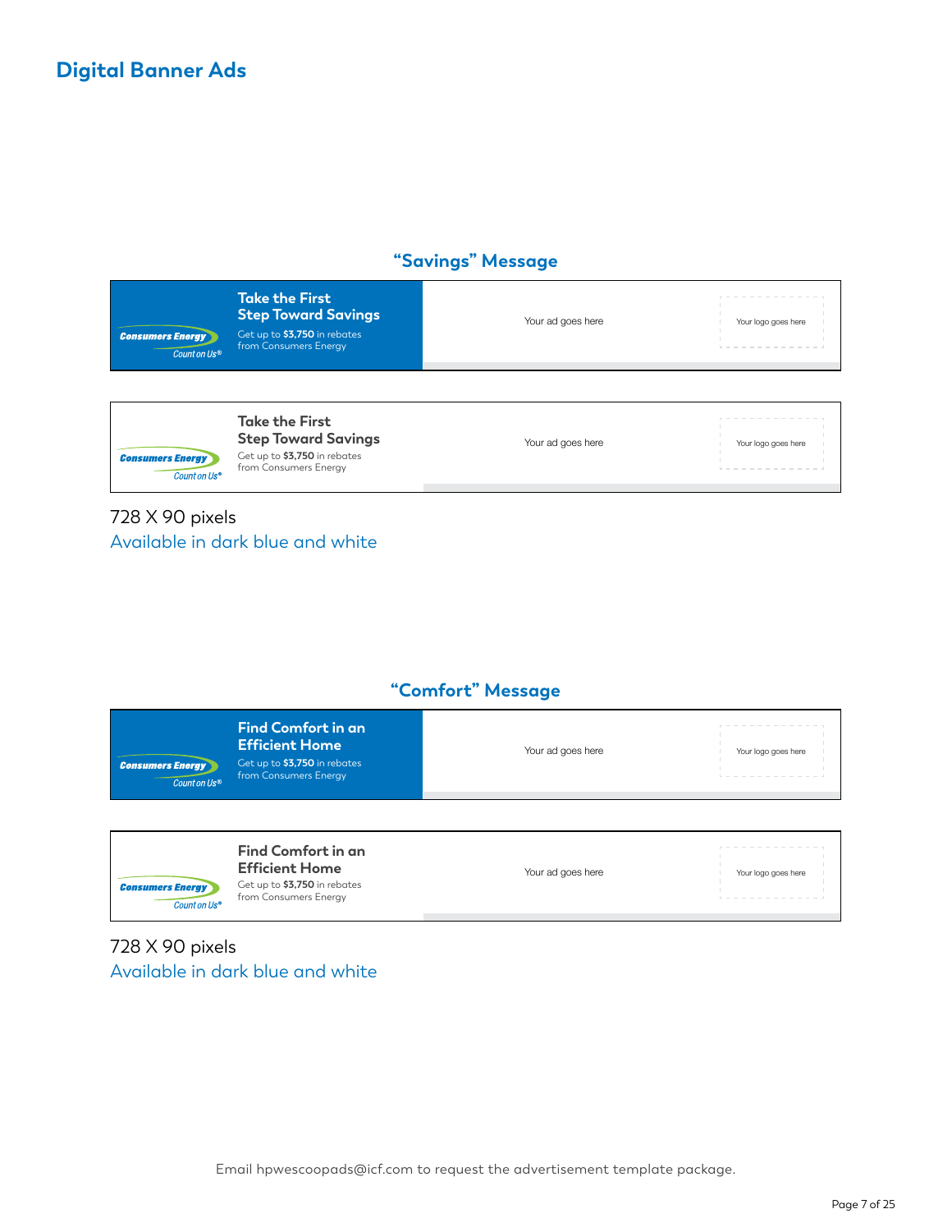# Digital Banner Ads

## "Savings" Message

Consumers Energy
Count on Us®

**Take the First Step Toward Savings**

Get up to **$3,750** in rebates from Consumers Energy

Your ad goes here

Your logo goes here

Consumers Energy
Count on Us®

**Take the First Step Toward Savings**

Get up to **$3,750** in rebates from Consumers Energy

Your ad goes here

Your logo goes here

728 X 90 pixels

Available in dark blue and white

## "Comfort" Message

Consumers Energy
Count on Us®

**Find Comfort in an Efficient Home**

Get up to **$3,750** in rebates from Consumers Energy

Your ad goes here

Your logo goes here

Consumers Energy
Count on Us®

**Find Comfort in an Efficient Home**

Get up to **$3,750** in rebates from Consumers Energy

Your ad goes here

Your logo goes here

728 X 90 pixels

Available in dark blue and white

Email hpwescoopads@icf.com to request the advertisement template package.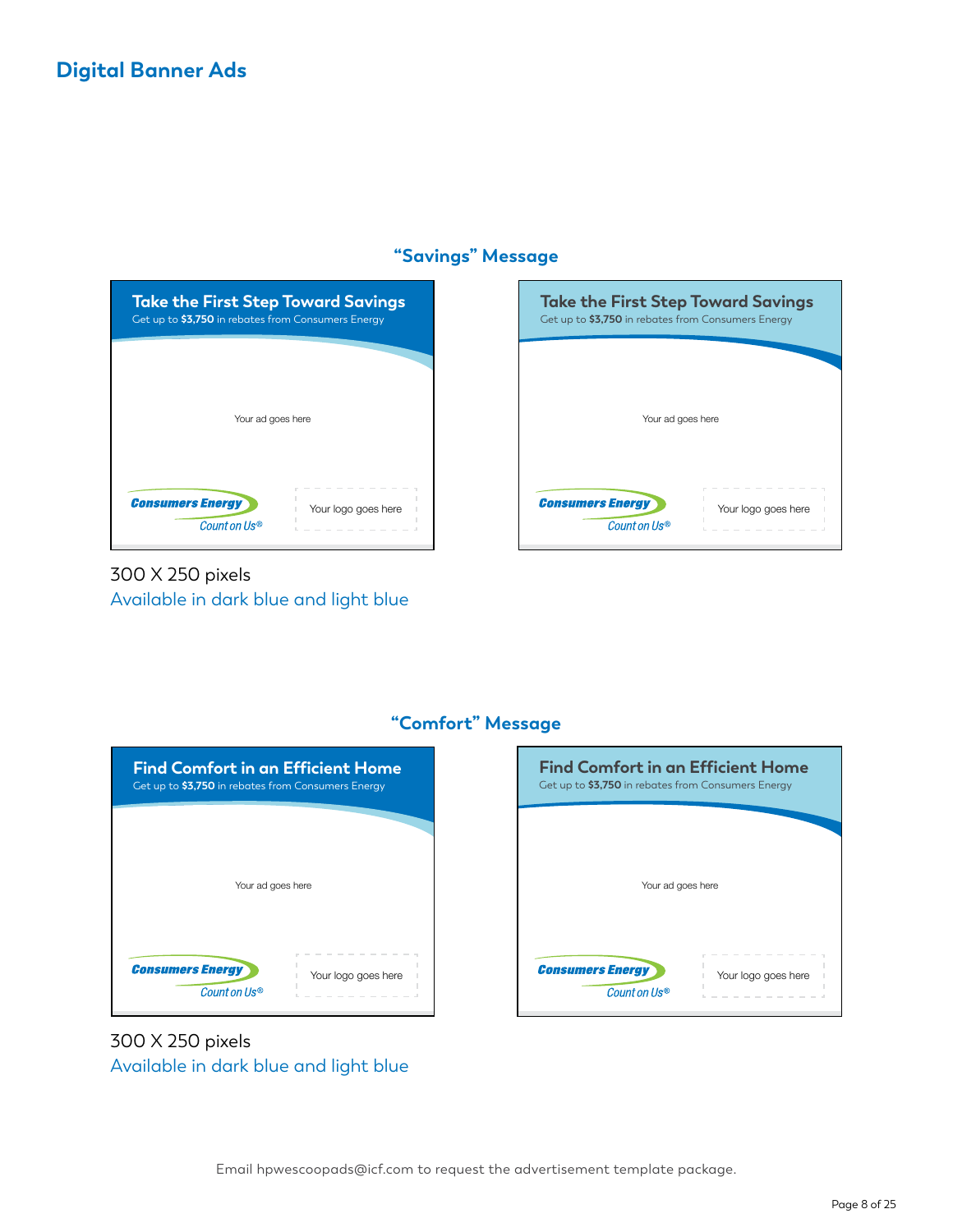# Digital Banner Ads

## "Savings" Message

**Take the First Step Toward Savings**
Get up to **$3,750** in rebates from Consumers Energy

Your ad goes here

Consumers Energy
Count on Us®

Your logo goes here

**Take the First Step Toward Savings**
Get up to **$3,750** in rebates from Consumers Energy

Your ad goes here

Consumers Energy
Count on Us®

Your logo goes here

300 X 250 pixels
Available in dark blue and light blue

## "Comfort" Message

**Find Comfort in an Efficient Home**
Get up to **$3,750** in rebates from Consumers Energy

Your ad goes here

Consumers Energy
Count on Us®

Your logo goes here

**Find Comfort in an Efficient Home**
Get up to **$3,750** in rebates from Consumers Energy

Your ad goes here

Consumers Energy
Count on Us®

Your logo goes here

300 X 250 pixels
Available in dark blue and light blue

Email hpwescoopads@icf.com to request the advertisement template package.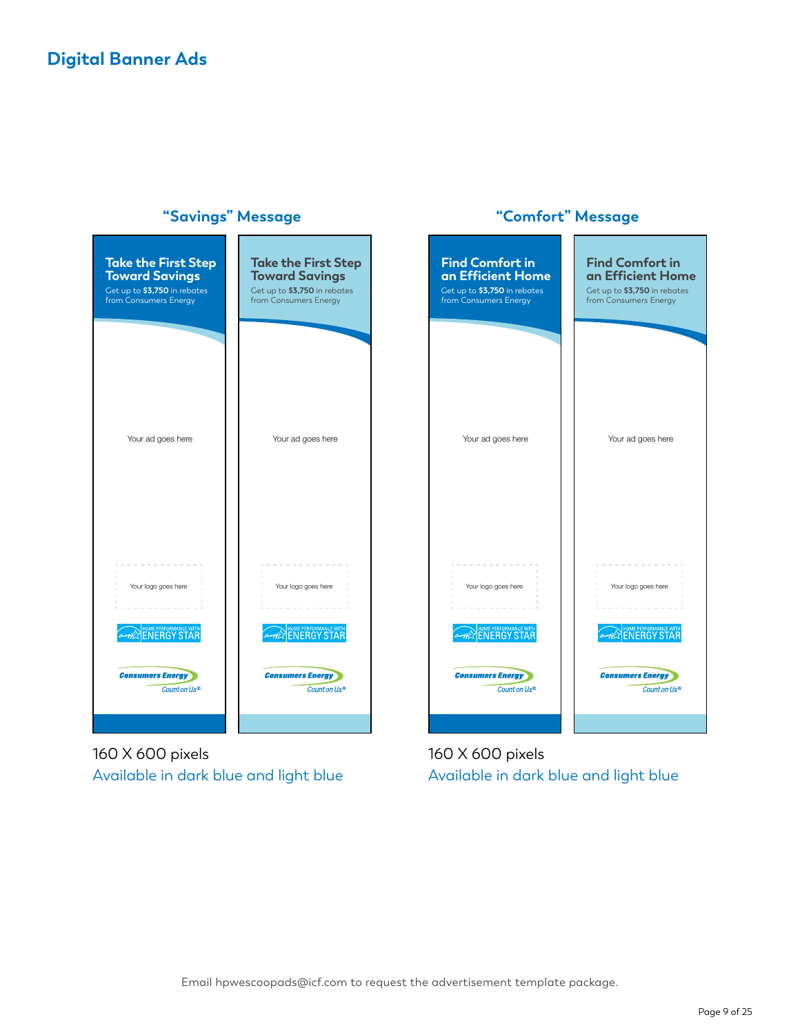## Digital Banner Ads

### "Savings" Message

**Take the First Step Toward Savings**
Get up to **$3,750** in rebates from Consumers Energy

Your ad goes here

Your logo goes here

HOME PERFORMANCE WITH ENERGY STAR

Consumers Energy
Count on Us®

**Take the First Step Toward Savings**
Get up to **$3,750** in rebates from Consumers Energy

Your ad goes here

Your logo goes here

HOME PERFORMANCE WITH ENERGY STAR

Consumers Energy
Count on Us®

160 X 600 pixels
Available in dark blue and light blue

### "Comfort" Message

**Find Comfort in an Efficient Home**
Get up to **$3,750** in rebates from Consumers Energy

Your ad goes here

Your logo goes here

HOME PERFORMANCE WITH ENERGY STAR

Consumers Energy
Count on Us®

**Find Comfort in an Efficient Home**
Get up to **$3,750** in rebates from Consumers Energy

Your ad goes here

Your logo goes here

HOME PERFORMANCE WITH ENERGY STAR

Consumers Energy
Count on Us®

160 X 600 pixels
Available in dark blue and light blue

Email hpwescoopads@icf.com to request the advertisement template package.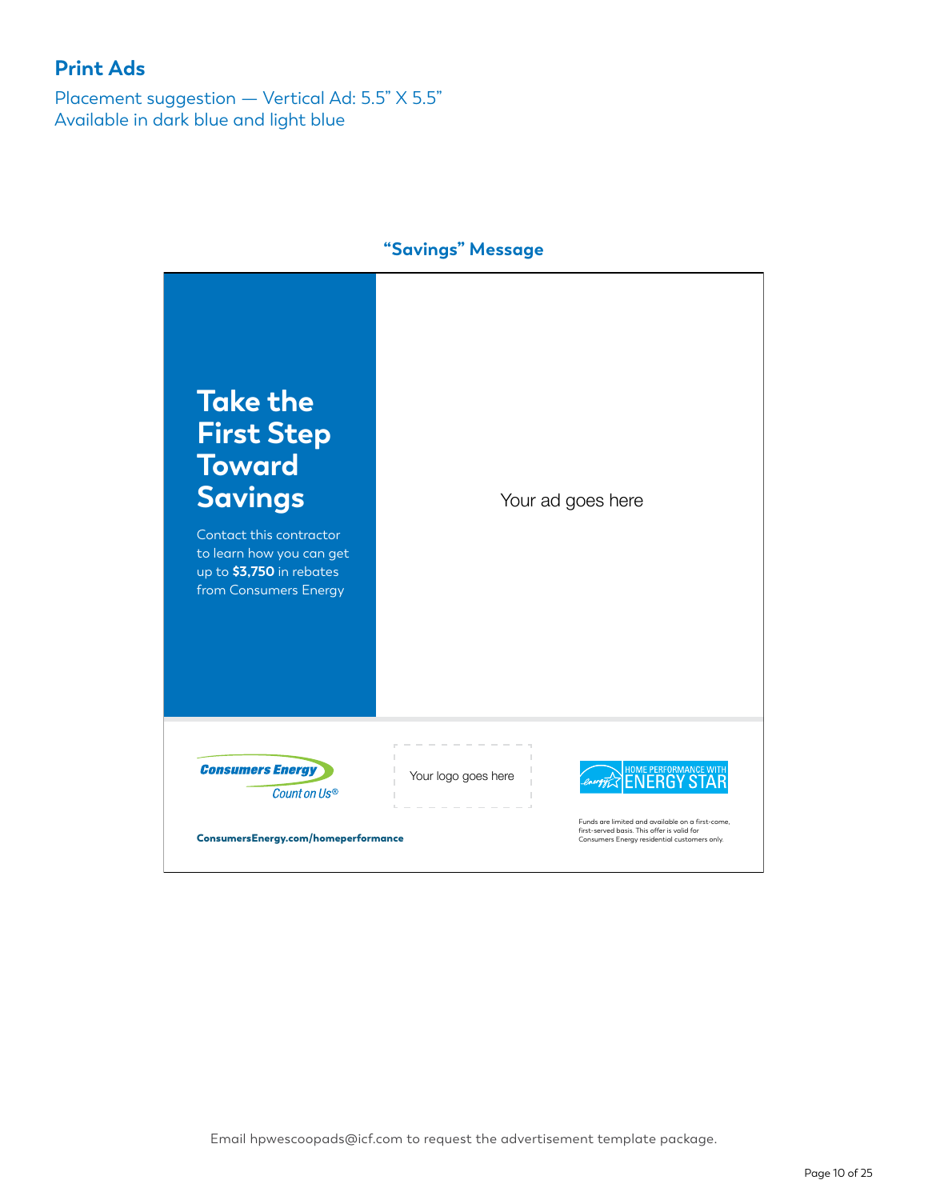## Print Ads

Placement suggestion — Vertical Ad: 5.5” X 5.5”
Available in dark blue and light blue

### “Savings” Message

**Take the First Step Toward Savings**

Contact this contractor to learn how you can get up to **$3,750** in rebates from Consumers Energy

Your ad goes here

Consumers Energy
Count on Us®

Your logo goes here

HOME PERFORMANCE WITH ENERGY STAR

**ConsumersEnergy.com/homeperformance**

Funds are limited and available on a first-come, first-served basis. This offer is valid for Consumers Energy residential customers only.

Email hpwescoopads@icf.com to request the advertisement template package.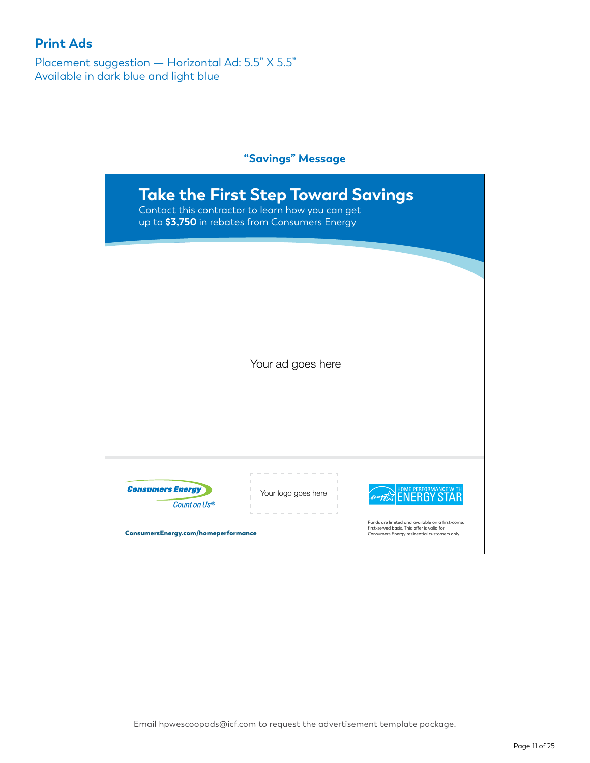## Print Ads

Placement suggestion — Horizontal Ad: 5.5" X 5.5"
Available in dark blue and light blue

### "Savings" Message

**Take the First Step Toward Savings**

Contact this contractor to learn how you can get up to **$3,750** in rebates from Consumers Energy

Your ad goes here

Consumers Energy
Count on Us®

Your logo goes here

HOME PERFORMANCE WITH ENERGY STAR

**ConsumersEnergy.com/homeperformance**

Funds are limited and available on a first-come, first-served basis. This offer is valid for Consumers Energy residential customers only.

Email hpwescoopads@icf.com to request the advertisement template package.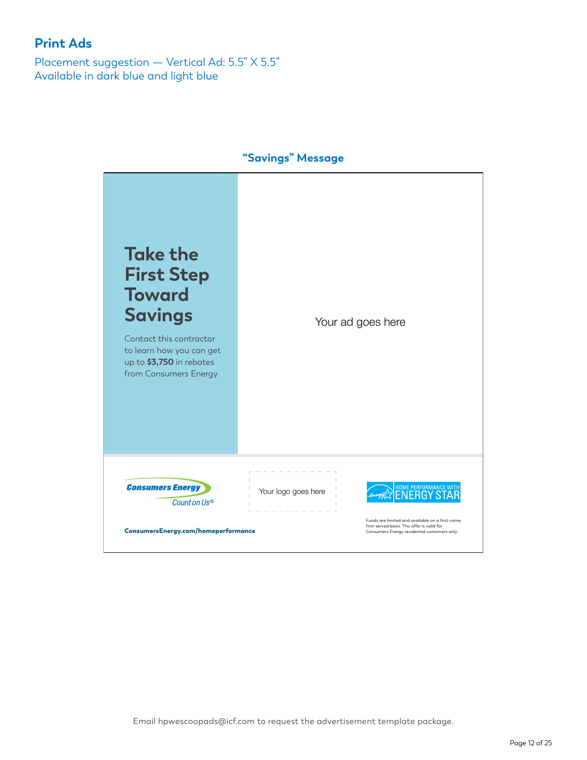## Print Ads

Placement suggestion — Vertical Ad: 5.5" X 5.5"
Available in dark blue and light blue

### "Savings" Message

**Take the First Step Toward Savings**

Contact this contractor to learn how you can get up to **$3,750** in rebates from Consumers Energy

Your ad goes here

Consumers Energy
Count on Us®

Your logo goes here

HOME PERFORMANCE WITH ENERGY STAR

**ConsumersEnergy.com/homeperformance**

Funds are limited and available on a first-come, first-served basis. This offer is valid for Consumers Energy residential customers only.

Email hpwescoopads@icf.com to request the advertisement template package.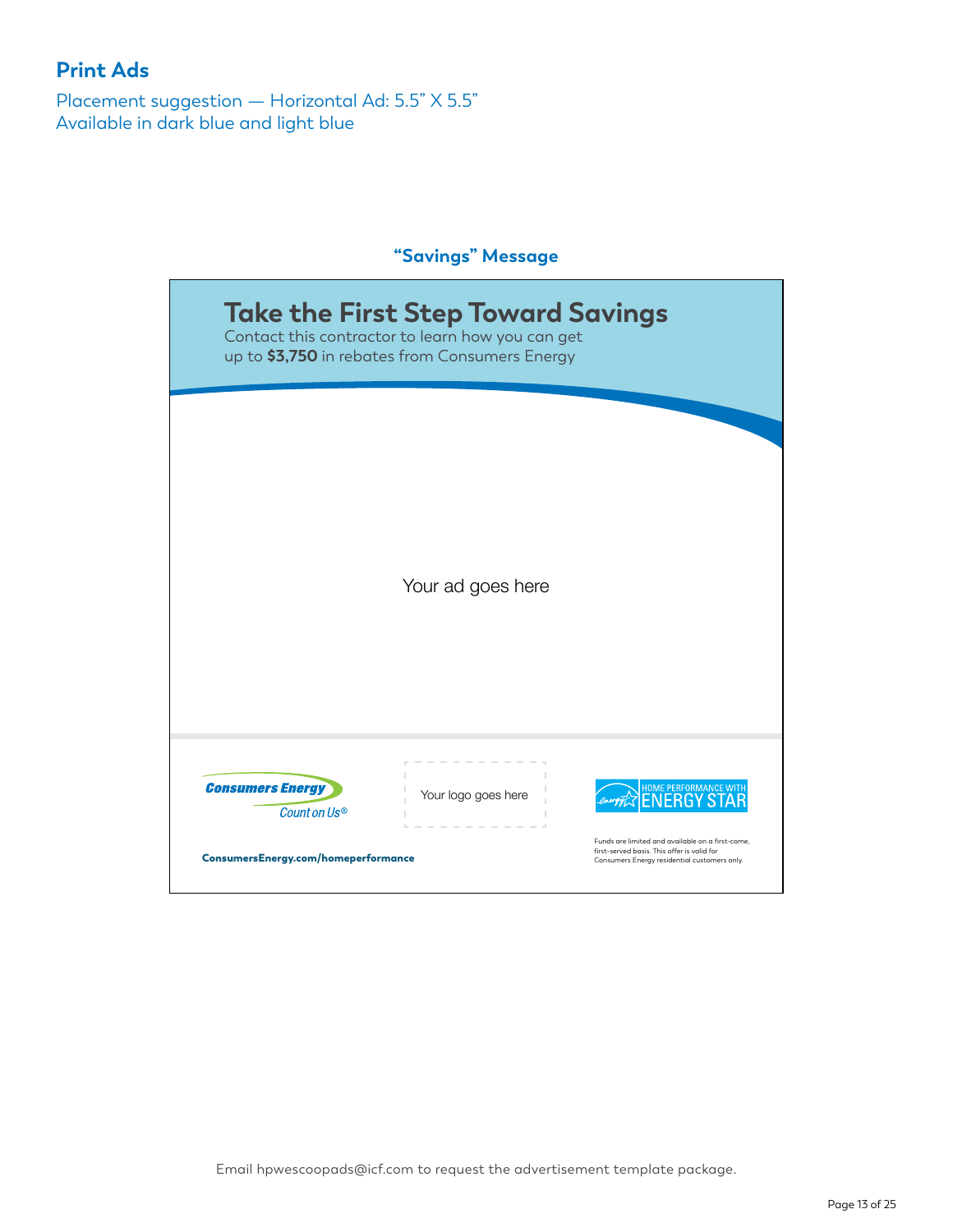## Print Ads

Placement suggestion — Horizontal Ad: 5.5" X 5.5"
Available in dark blue and light blue

### "Savings" Message

**Take the First Step Toward Savings**

Contact this contractor to learn how you can get up to **$3,750** in rebates from Consumers Energy

Your ad goes here

Consumers Energy
Count on Us®

Your logo goes here

HOME PERFORMANCE WITH ENERGY STAR

**ConsumersEnergy.com/homeperformance**

Funds are limited and available on a first-come, first-served basis. This offer is valid for Consumers Energy residential customers only.

Email hpwescoopads@icf.com to request the advertisement template package.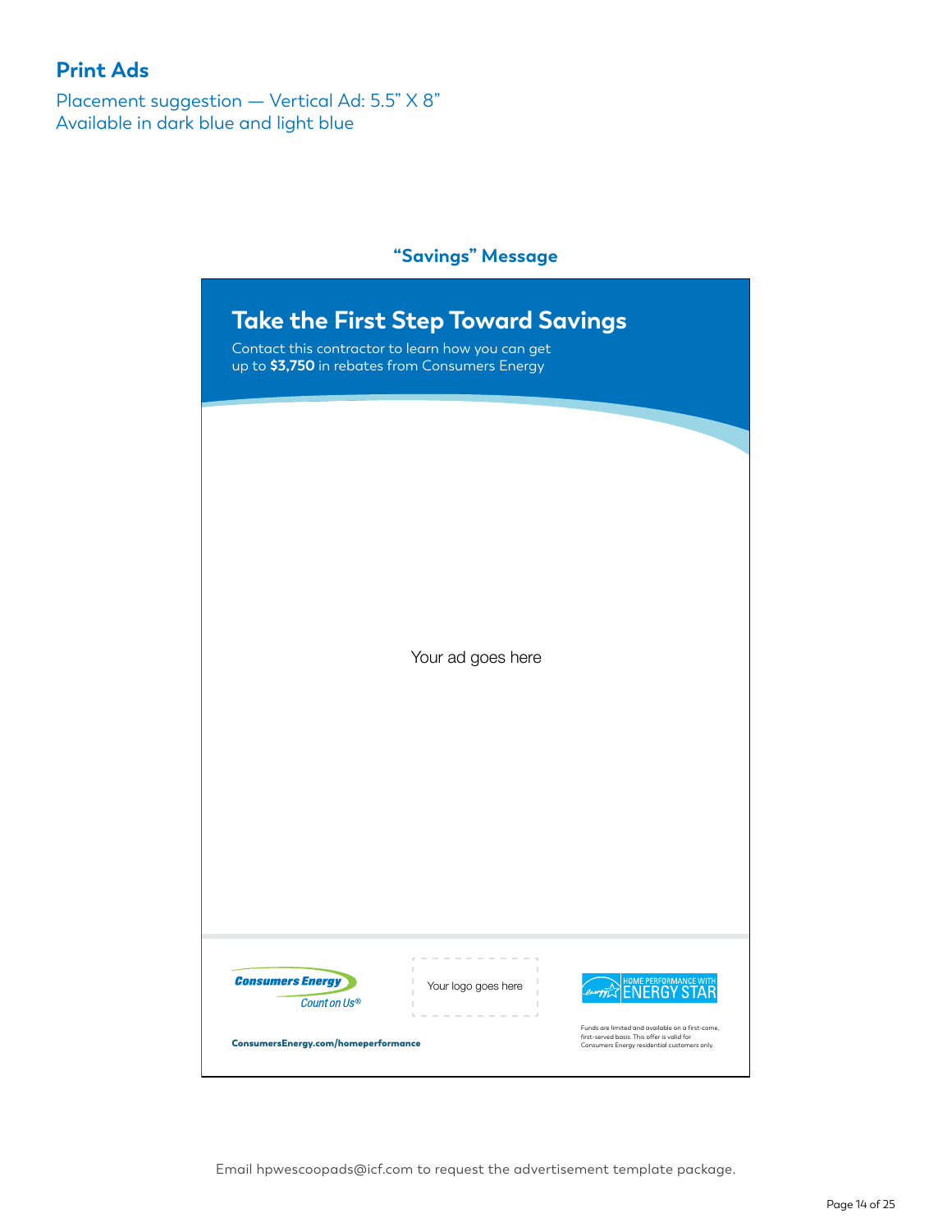## Print Ads

Placement suggestion — Vertical Ad: 5.5” X 8”
Available in dark blue and light blue

### “Savings” Message

**Take the First Step Toward Savings**

Contact this contractor to learn how you can get up to **$3,750** in rebates from Consumers Energy

Your ad goes here

Consumers Energy
Count on Us®

Your logo goes here

HOME PERFORMANCE WITH ENERGY STAR

ConsumersEnergy.com/homeperformance

Funds are limited and available on a first-come, first-served basis. This offer is valid for Consumers Energy residential customers only.

Email hpwescoopads@icf.com to request the advertisement template package.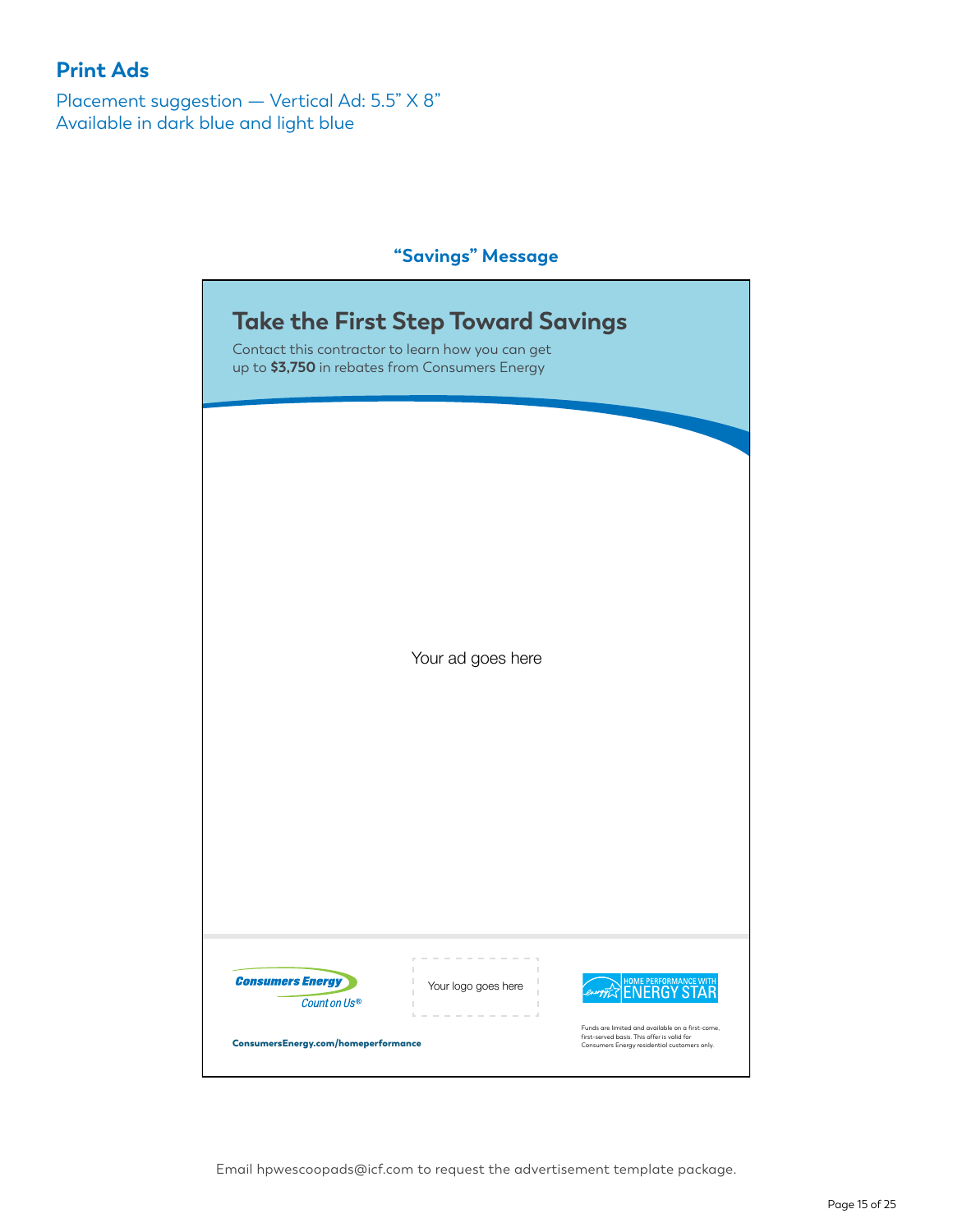## Print Ads

Placement suggestion — Vertical Ad: 5.5" X 8"
Available in dark blue and light blue

### "Savings" Message

**Take the First Step Toward Savings**

Contact this contractor to learn how you can get up to **$3,750** in rebates from Consumers Energy

Your ad goes here

Consumers Energy
Count on Us®

Your logo goes here

HOME PERFORMANCE WITH ENERGY STAR

ConsumersEnergy.com/homeperformance

Funds are limited and available on a first-come, first-served basis. This offer is valid for Consumers Energy residential customers only.

Email hpwescoopads@icf.com to request the advertisement template package.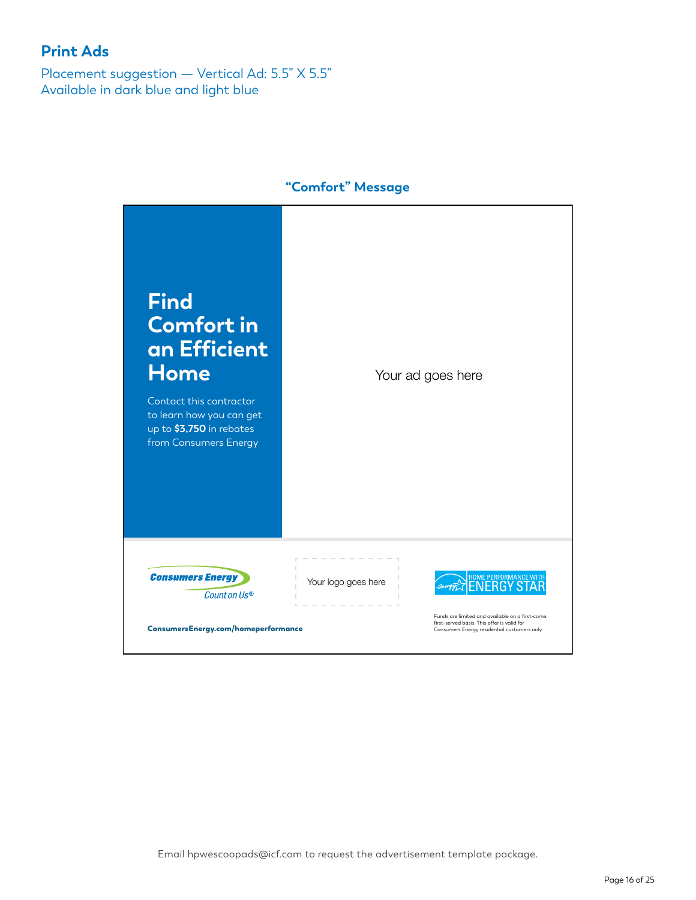## Print Ads

Placement suggestion — Vertical Ad: 5.5” X 5.5”
Available in dark blue and light blue

### “Comfort” Message

**Find Comfort in an Efficient Home**

Contact this contractor to learn how you can get up to **$3,750** in rebates from Consumers Energy

Your ad goes here

Consumers Energy
Count on Us®

Your logo goes here

HOME PERFORMANCE WITH ENERGY STAR

**ConsumersEnergy.com/homeperformance**

Funds are limited and available on a first-come, first-served basis. This offer is valid for Consumers Energy residential customers only.

Email hpwescoopads@icf.com to request the advertisement template package.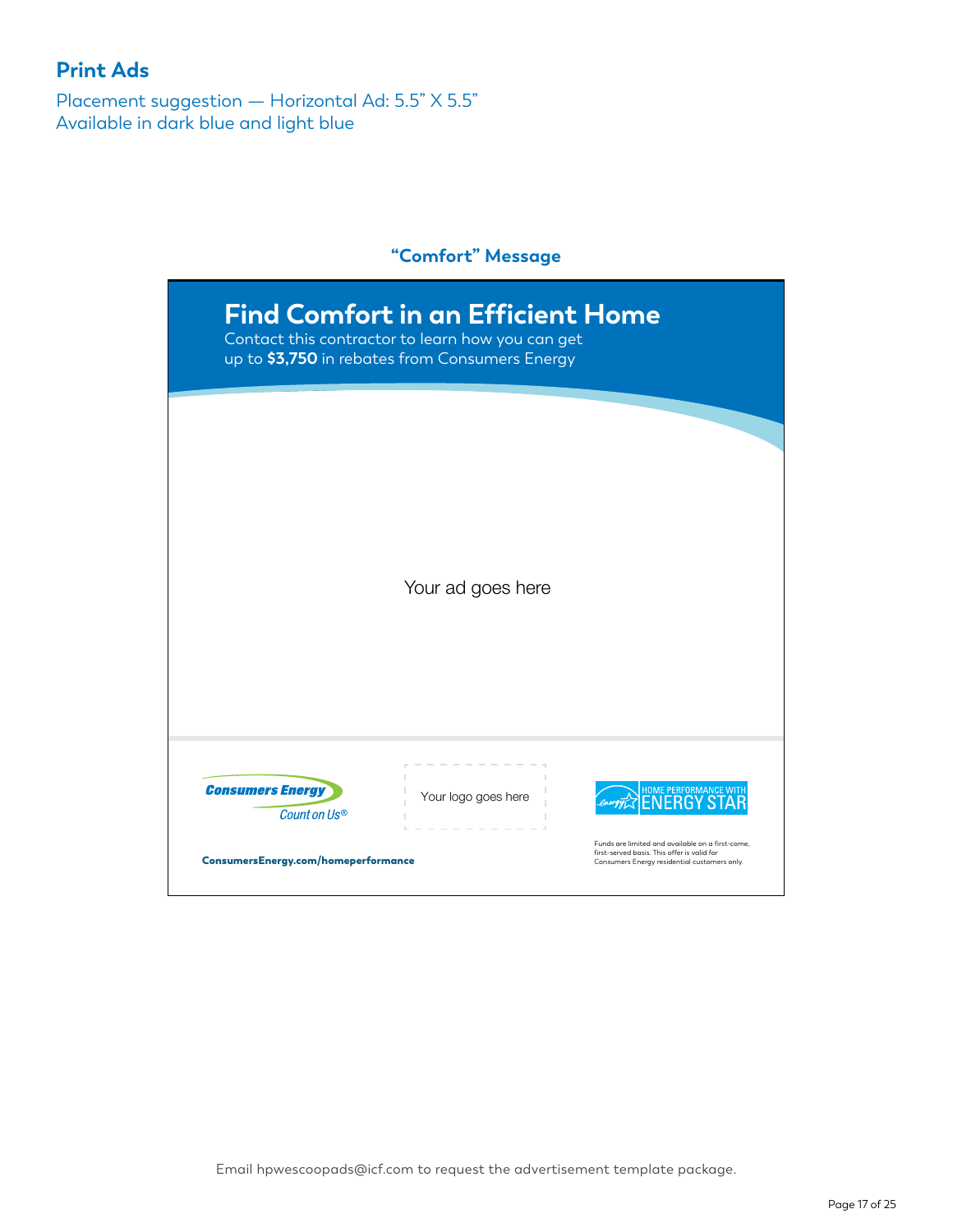## Print Ads

Placement suggestion — Horizontal Ad: 5.5" X 5.5"
Available in dark blue and light blue

### "Comfort" Message

# Find Comfort in an Efficient Home

Contact this contractor to learn how you can get up to **$3,750** in rebates from Consumers Energy

Your ad goes here

Consumers Energy
Count on Us®

Your logo goes here

HOME PERFORMANCE WITH ENERGY STAR

**ConsumersEnergy.com/homeperformance**

Funds are limited and available on a first-come, first-served basis. This offer is valid for Consumers Energy residential customers only.

Email hpwescoopads@icf.com to request the advertisement template package.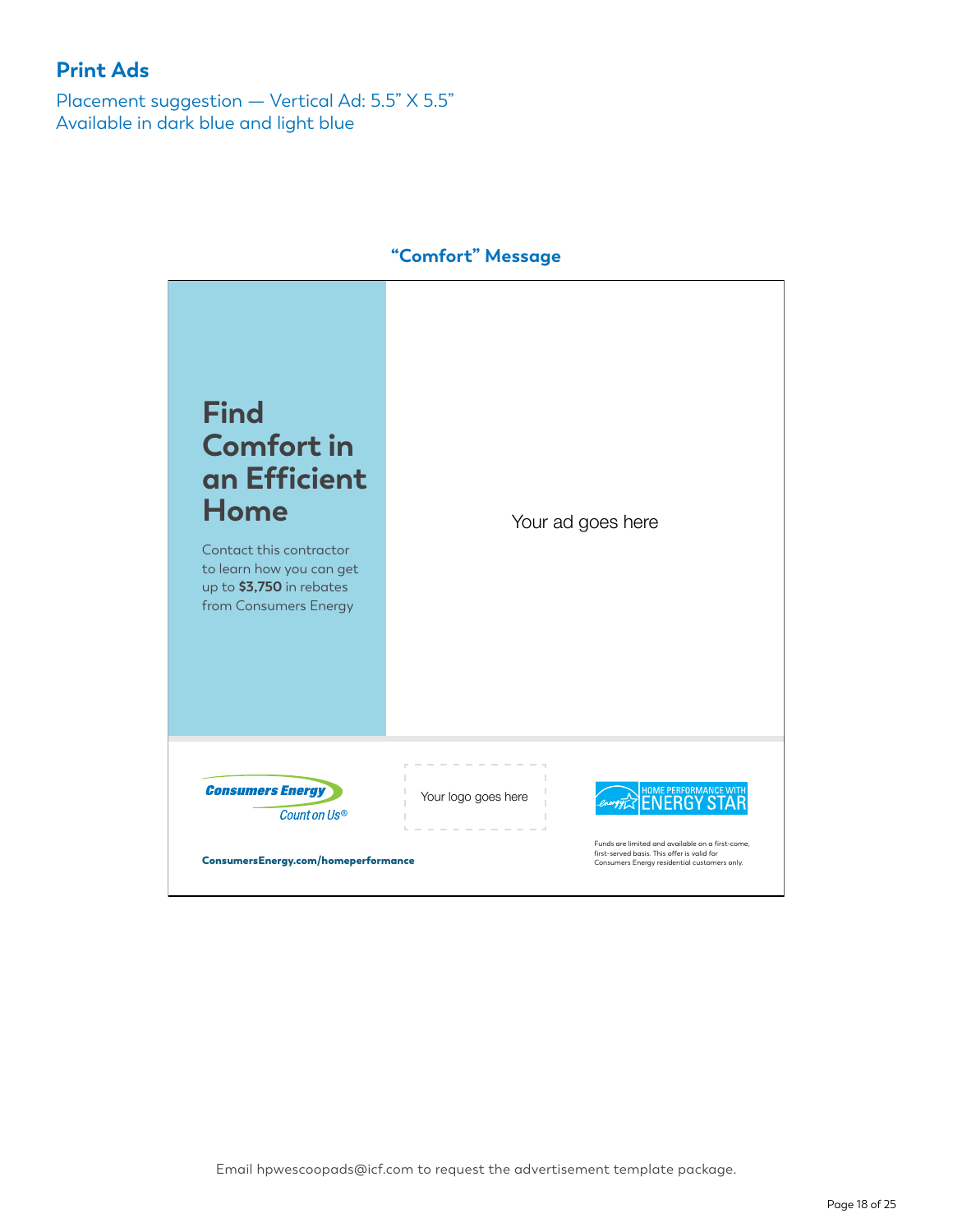## Print Ads

Placement suggestion — Vertical Ad: 5.5" X 5.5"
Available in dark blue and light blue

### "Comfort" Message

# Find Comfort in an Efficient Home

Contact this contractor to learn how you can get up to **$3,750** in rebates from Consumers Energy

Your ad goes here

Consumers Energy
Count on Us®

Your logo goes here

HOME PERFORMANCE WITH ENERGY STAR

**ConsumersEnergy.com/homeperformance**

Funds are limited and available on a first-come, first-served basis. This offer is valid for Consumers Energy residential customers only.

Email hpwescoopads@icf.com to request the advertisement template package.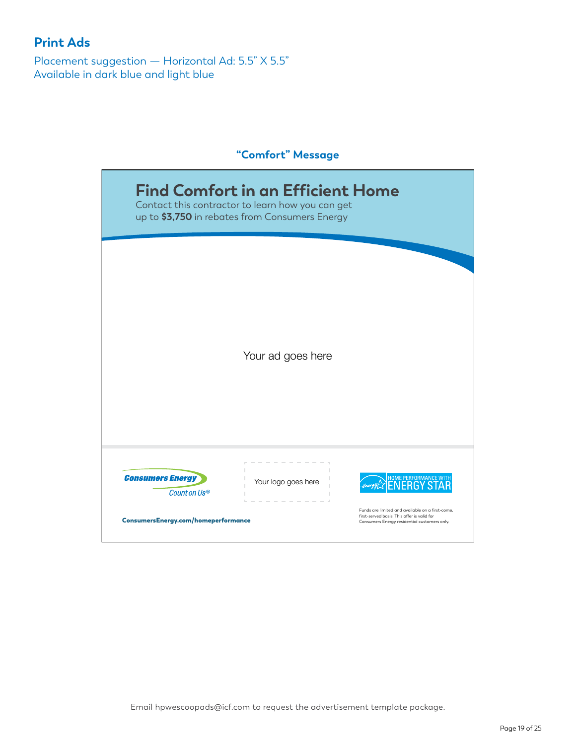## Print Ads

Placement suggestion — Horizontal Ad: 5.5" X 5.5"
Available in dark blue and light blue

### "Comfort" Message

# Find Comfort in an Efficient Home

Contact this contractor to learn how you can get up to **$3,750** in rebates from Consumers Energy

Your ad goes here

Consumers Energy
Count on Us®

Your logo goes here

HOME PERFORMANCE WITH ENERGY STAR

ConsumersEnergy.com/homeperformance

Funds are limited and available on a first-come, first-served basis. This offer is valid for Consumers Energy residential customers only.

Email hpwescoopads@icf.com to request the advertisement template package.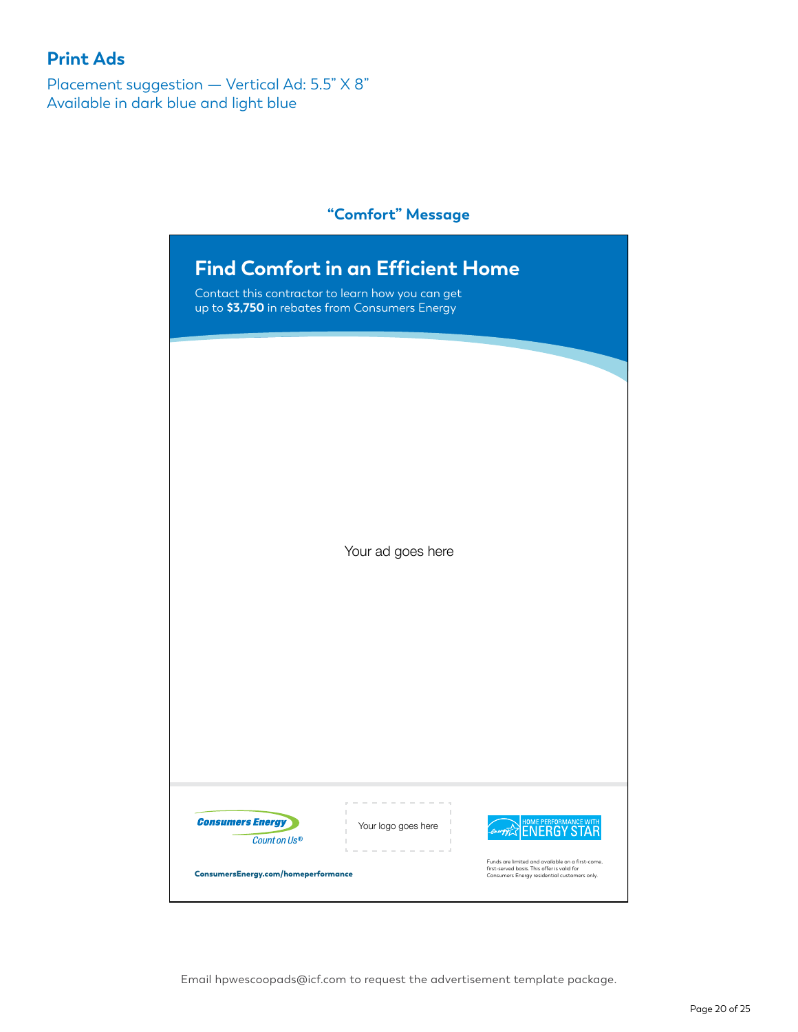## Print Ads

Placement suggestion — Vertical Ad: 5.5" X 8"
Available in dark blue and light blue

### "Comfort" Message

# Find Comfort in an Efficient Home

Contact this contractor to learn how you can get up to **$3,750** in rebates from Consumers Energy

Your ad goes here

Consumers Energy
Count on Us®

Your logo goes here

HOME PERFORMANCE WITH ENERGY STAR

**ConsumersEnergy.com/homeperformance**

Funds are limited and available on a first-come, first-served basis. This offer is valid for Consumers Energy residential customers only.

Email hpwescoopads@icf.com to request the advertisement template package.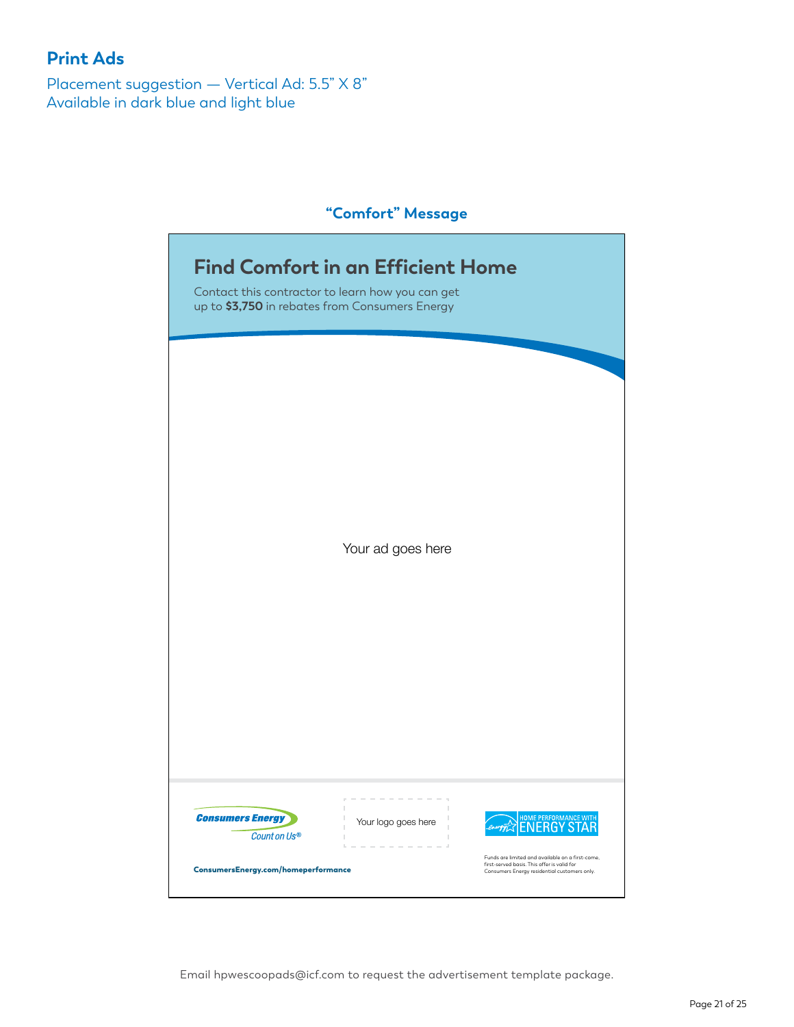## Print Ads

Placement suggestion — Vertical Ad: 5.5" X 8"
Available in dark blue and light blue

### "Comfort" Message

## Find Comfort in an Efficient Home

Contact this contractor to learn how you can get up to **$3,750** in rebates from Consumers Energy

Your ad goes here

Consumers Energy
Count on Us®

Your logo goes here

HOME PERFORMANCE WITH ENERGY STAR

**ConsumersEnergy.com/homeperformance**

Funds are limited and available on a first-come, first-served basis. This offer is valid for Consumers Energy residential customers only.

Email hpwescoopads@icf.com to request the advertisement template package.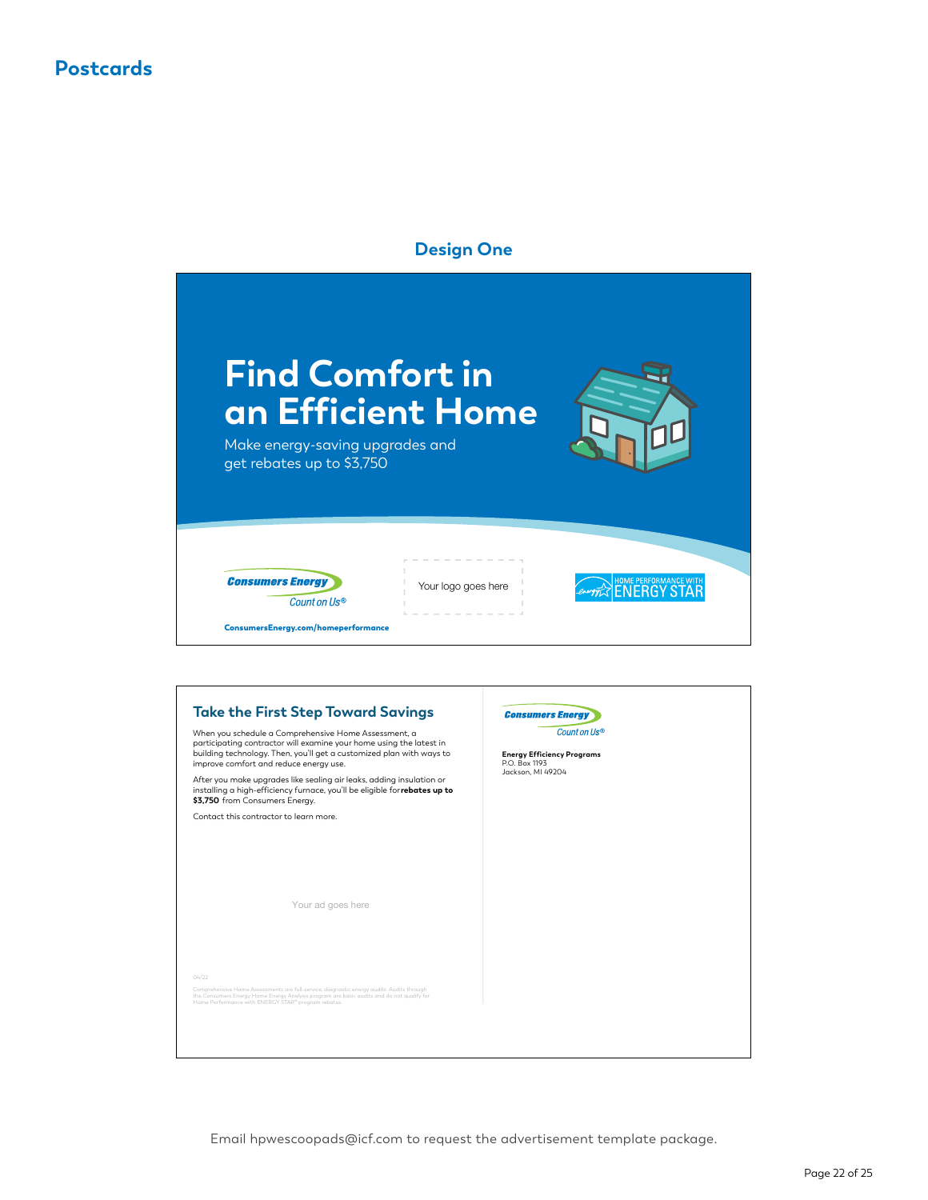## Postcards

### Design One

# Find Comfort in an Efficient Home

Make energy-saving upgrades and get rebates up to $3,750

Consumers Energy
Count on Us®

Your logo goes here

HOME PERFORMANCE WITH ENERGY STAR

ConsumersEnergy.com/homeperformance

---

### Take the First Step Toward Savings

When you schedule a Comprehensive Home Assessment, a participating contractor will examine your home using the latest in building technology. Then, you'll get a customized plan with ways to improve comfort and reduce energy use.

After you make upgrades like sealing air leaks, adding insulation or installing a high-efficiency furnace, you'll be eligible for **rebates up to $3,750** from Consumers Energy.

Contact this contractor to learn more.

Your ad goes here

04/22

Comprehensive Home Assessments are full-service, diagnostic energy audits. Audits through the Consumers Energy Home Energy Analysis program are basic audits and do not qualify for Home Performance with ENERGY STAR® program rebates.

Consumers Energy
Count on Us®

**Energy Efficiency Programs**
P.O. Box 1193
Jackson, MI 49204

Email hpwescoopads@icf.com to request the advertisement template package.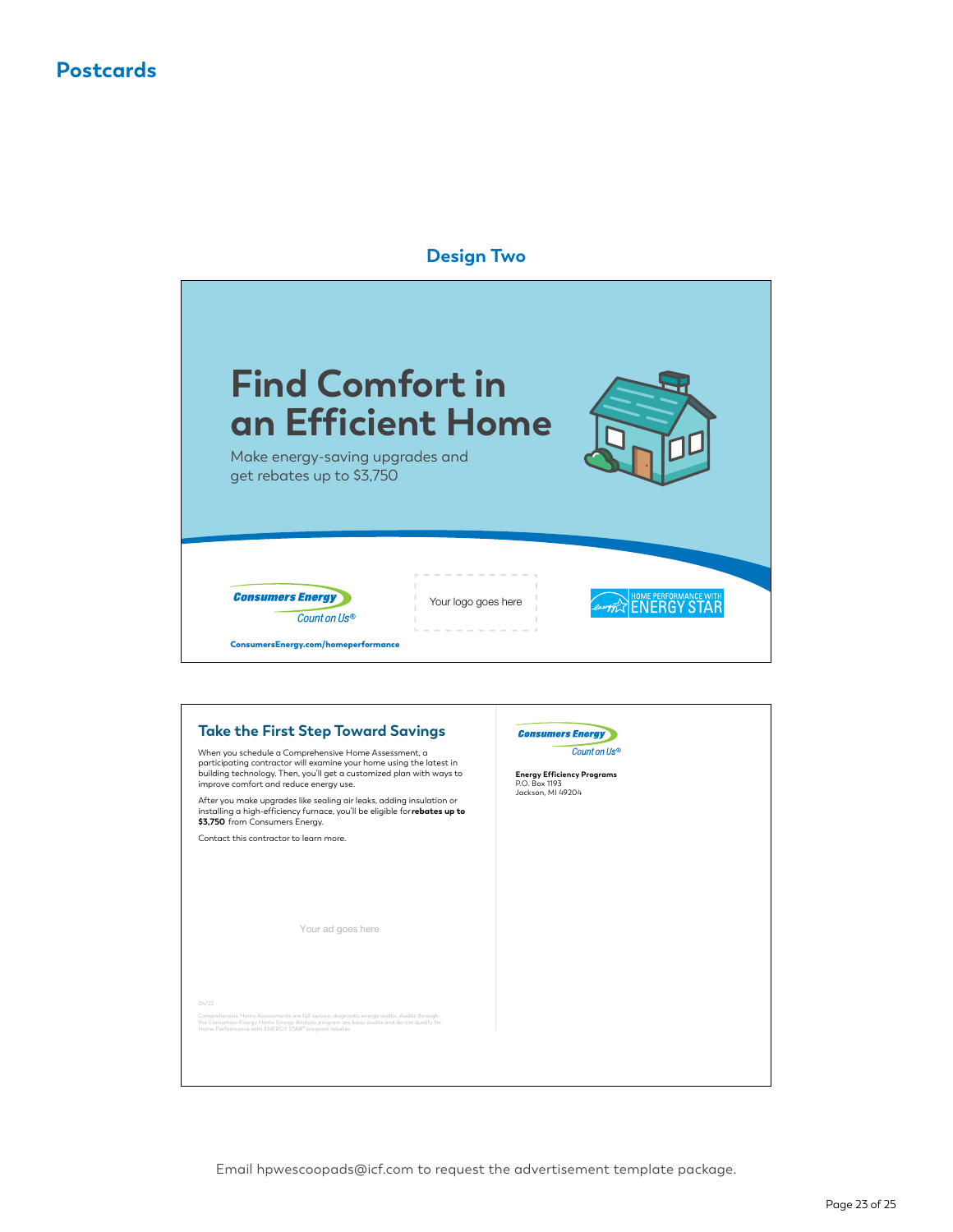# Postcards

## Design Two

# Find Comfort in an Efficient Home

Make energy-saving upgrades and get rebates up to $3,750

Consumers Energy
Count on Us®

Your logo goes here

HOME PERFORMANCE WITH ENERGY STAR

ConsumersEnergy.com/homeperformance

## Take the First Step Toward Savings

When you schedule a Comprehensive Home Assessment, a participating contractor will examine your home using the latest in building technology. Then, you'll get a customized plan with ways to improve comfort and reduce energy use.

After you make upgrades like sealing air leaks, adding insulation or installing a high-efficiency furnace, you'll be eligible for **rebates up to $3,750** from Consumers Energy.

Contact this contractor to learn more.

Your ad goes here

04/22

Comprehensive Home Assessments are full-service, diagnostic energy audits. Audits through the Consumers Energy Home Energy Analysis program are basic audits and do not qualify for Home Performance with ENERGY STAR® program rebates.

Consumers Energy
Count on Us®

**Energy Efficiency Programs**
P.O. Box 1193
Jackson, MI 49204

Email hpwescoopads@icf.com to request the advertisement template package.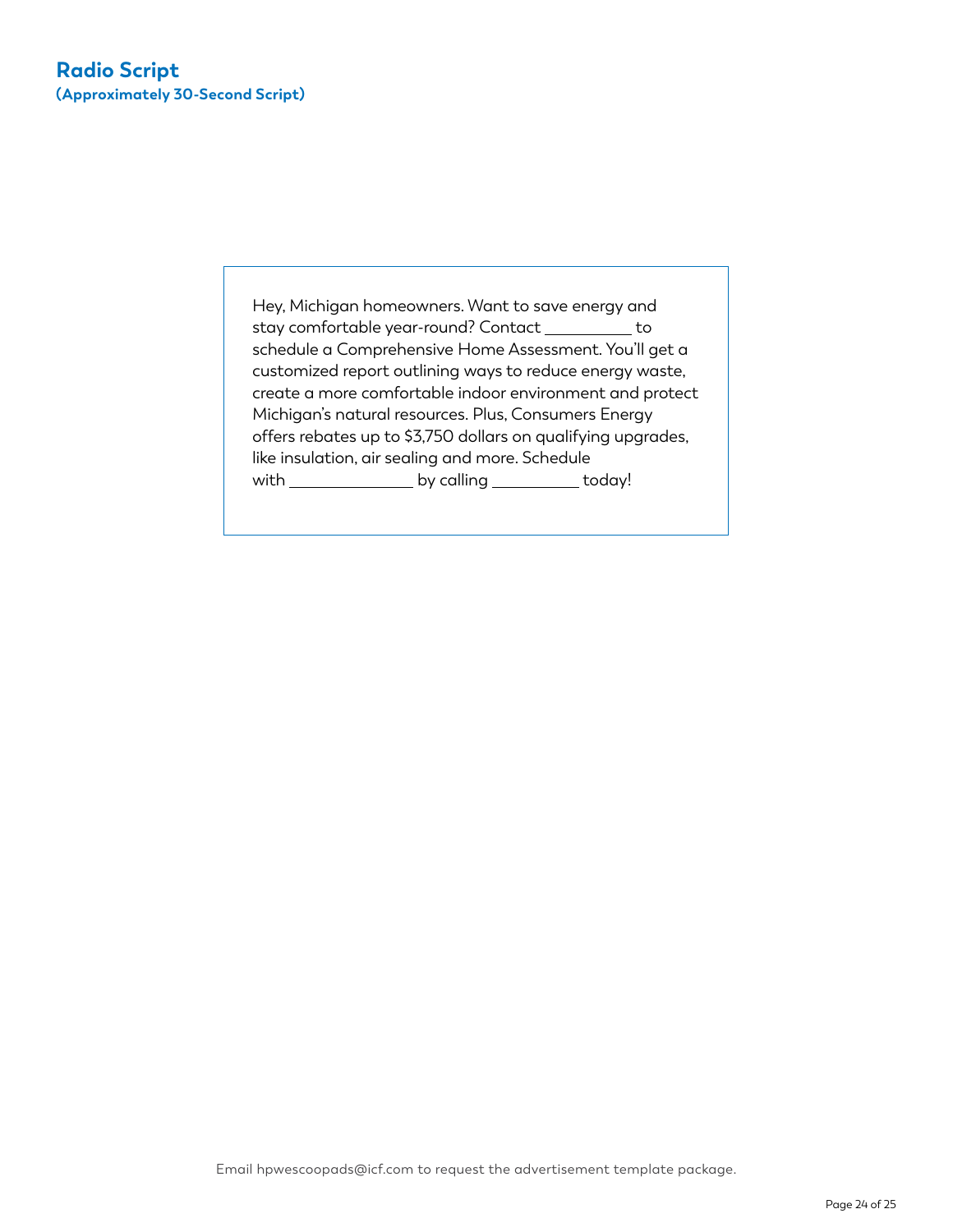## Radio Script

**(Approximately 30-Second Script)**

Hey, Michigan homeowners. Want to save energy and stay comfortable year-round? Contact __________ to schedule a Comprehensive Home Assessment. You'll get a customized report outlining ways to reduce energy waste, create a more comfortable indoor environment and protect Michigan's natural resources. Plus, Consumers Energy offers rebates up to $3,750 dollars on qualifying upgrades, like insulation, air sealing and more. Schedule with ______________ by calling __________ today!

Email hpwescoopads@icf.com to request the advertisement template package.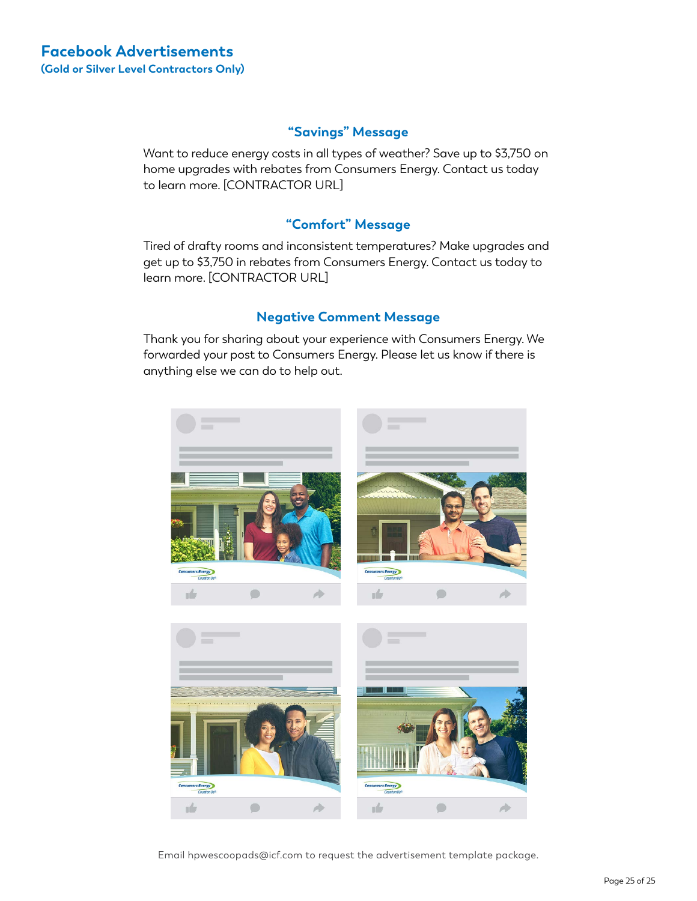# Facebook Advertisements

**(Gold or Silver Level Contractors Only)**

### "Savings" Message

Want to reduce energy costs in all types of weather? Save up to $3,750 on home upgrades with rebates from Consumers Energy. Contact us today to learn more. [CONTRACTOR URL]

### "Comfort" Message

Tired of drafty rooms and inconsistent temperatures? Make upgrades and get up to $3,750 in rebates from Consumers Energy. Contact us today to learn more. [CONTRACTOR URL]

### Negative Comment Message

Thank you for sharing about your experience with Consumers Energy. We forwarded your post to Consumers Energy. Please let us know if there is anything else we can do to help out.

Email hpwescoopads@icf.com to request the advertisement template package.